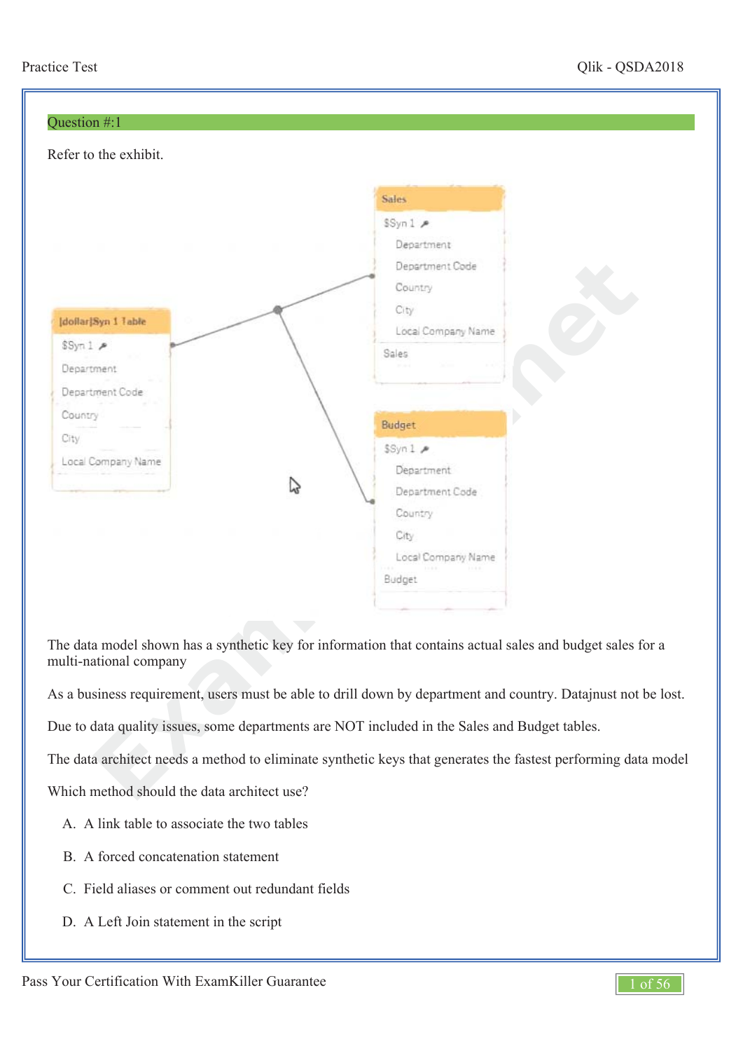## Question #:1

Refer to the exhibit.

The data model shown has a synthetic key for information that contains actual sales and budget sales for a multi-national company

As a business requirement, users must be able to drill down by department and country. Datajnust not be lost.

Due to data quality issues, some departments are NOT included in the Sales and Budget tables.

The data architect needs a method to eliminate synthetic keys that generates the fastest performing data model

Which method should the data architect use?

A. A link table to associate the two tables

B. A forced concatenation statement

C. Field aliases or comment out redundant fields

D. A Left Join statement in the script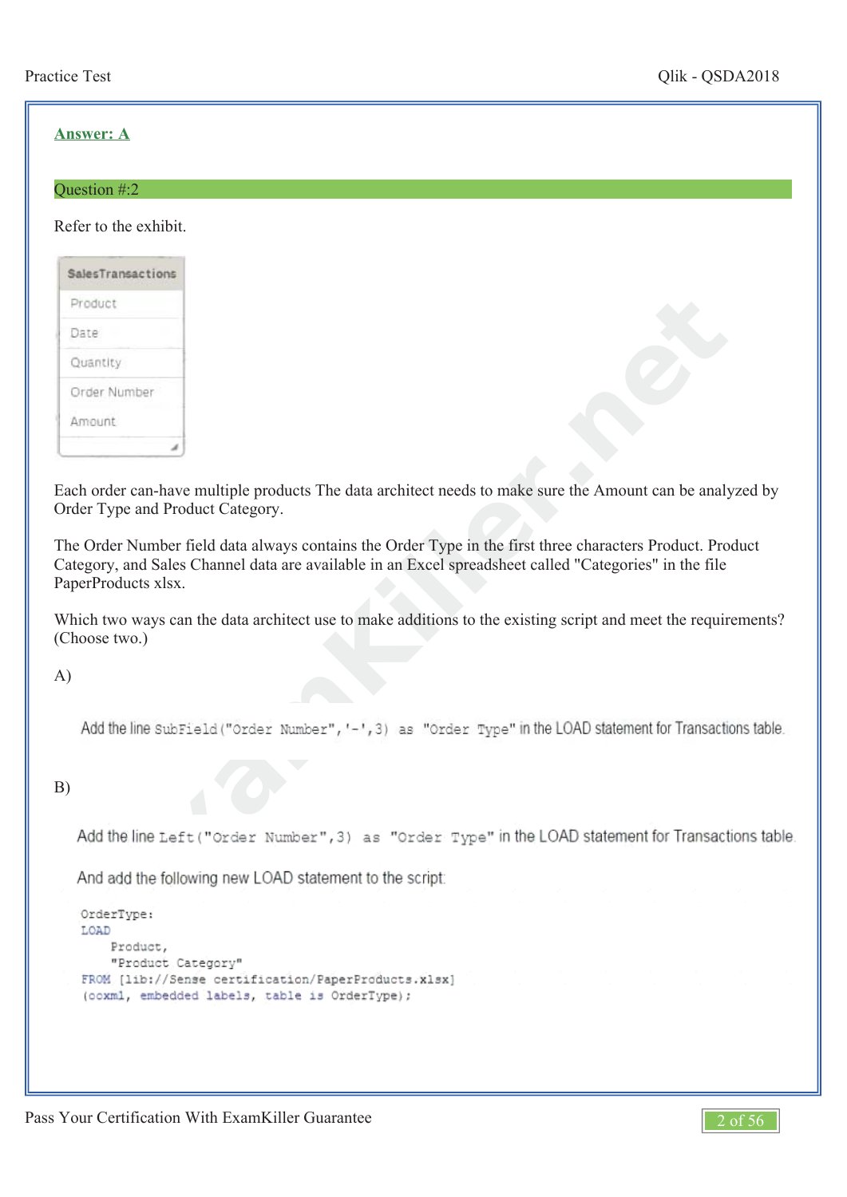**Answer: A**

Question #:2

Refer to the exhibit.

| SalesTransactions |
| --- |
| Product |
| Date |
| Quantity |
| Order Number |
| Amount |

Each order can-have multiple products The data architect needs to make sure the Amount can be analyzed by Order Type and Product Category.

The Order Number field data always contains the Order Type in the first three characters Product. Product Category, and Sales Channel data are available in an Excel spreadsheet called "Categories" in the file PaperProducts xlsx.

Which two ways can the data architect use to make additions to the existing script and meet the requirements? (Choose two.)

A)

Add the line `SubField("Order Number",'-',3) as "Order Type"` in the LOAD statement for Transactions table.

B)

Add the line `Left("Order Number",3) as "Order Type"` in the LOAD statement for Transactions table.

And add the following new LOAD statement to the script:

```
OrderType:
LOAD
    Product,
    "Product Category"
FROM [lib://Sense certification/PaperProducts.xlsx]
(ooxml, embedded labels, table is OrderType);
```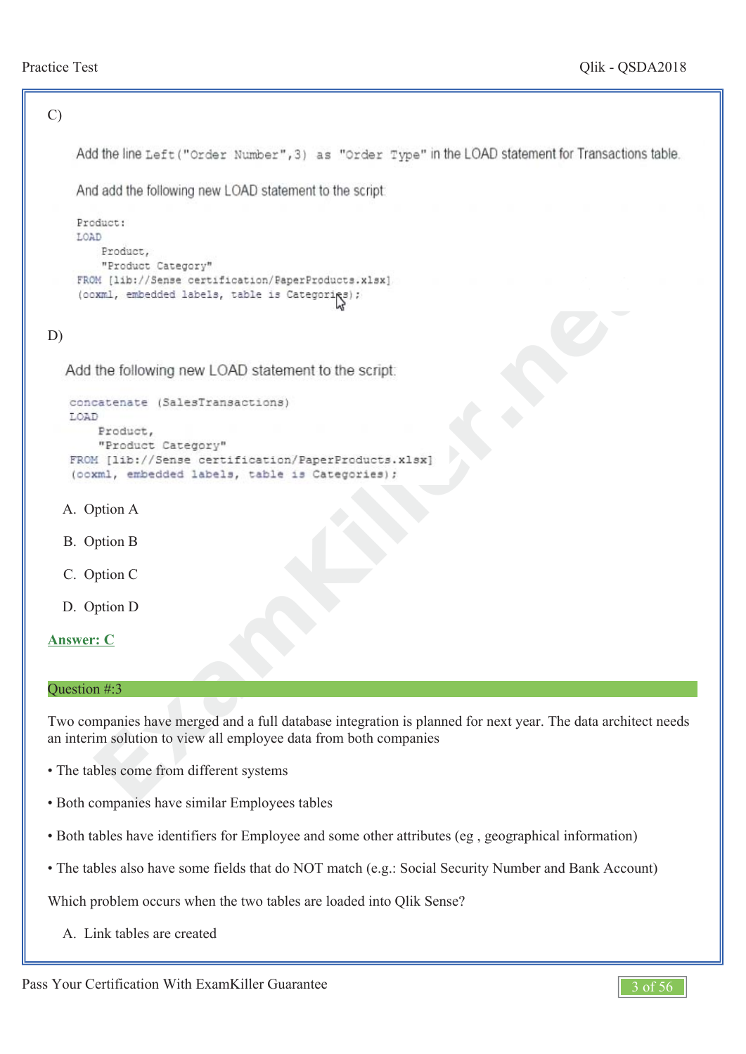C)

Add the line `Left("Order Number",3) as "Order Type"` in the LOAD statement for Transactions table.

And add the following new LOAD statement to the script:

```
Product:
LOAD
    Product,
    "Product Category"
FROM [lib://Sense certification/PaperProducts.xlsx]
(ooxml, embedded labels, table is Categories);
```

D)

Add the following new LOAD statement to the script:

```
concatenate (SalesTransactions)
LOAD
    Product,
    "Product Category"
FROM [lib://Sense certification/PaperProducts.xlsx]
(ooxml, embedded labels, table is Categories);
```

A. Option A

B. Option B

C. Option C

D. Option D

**Answer: C**

## Question #:3

Two companies have merged and a full database integration is planned for next year. The data architect needs an interim solution to view all employee data from both companies

- The tables come from different systems
- Both companies have similar Employees tables
- Both tables have identifiers for Employee and some other attributes (eg , geographical information)
- The tables also have some fields that do NOT match (e.g.: Social Security Number and Bank Account)

Which problem occurs when the two tables are loaded into Qlik Sense?

A. Link tables are created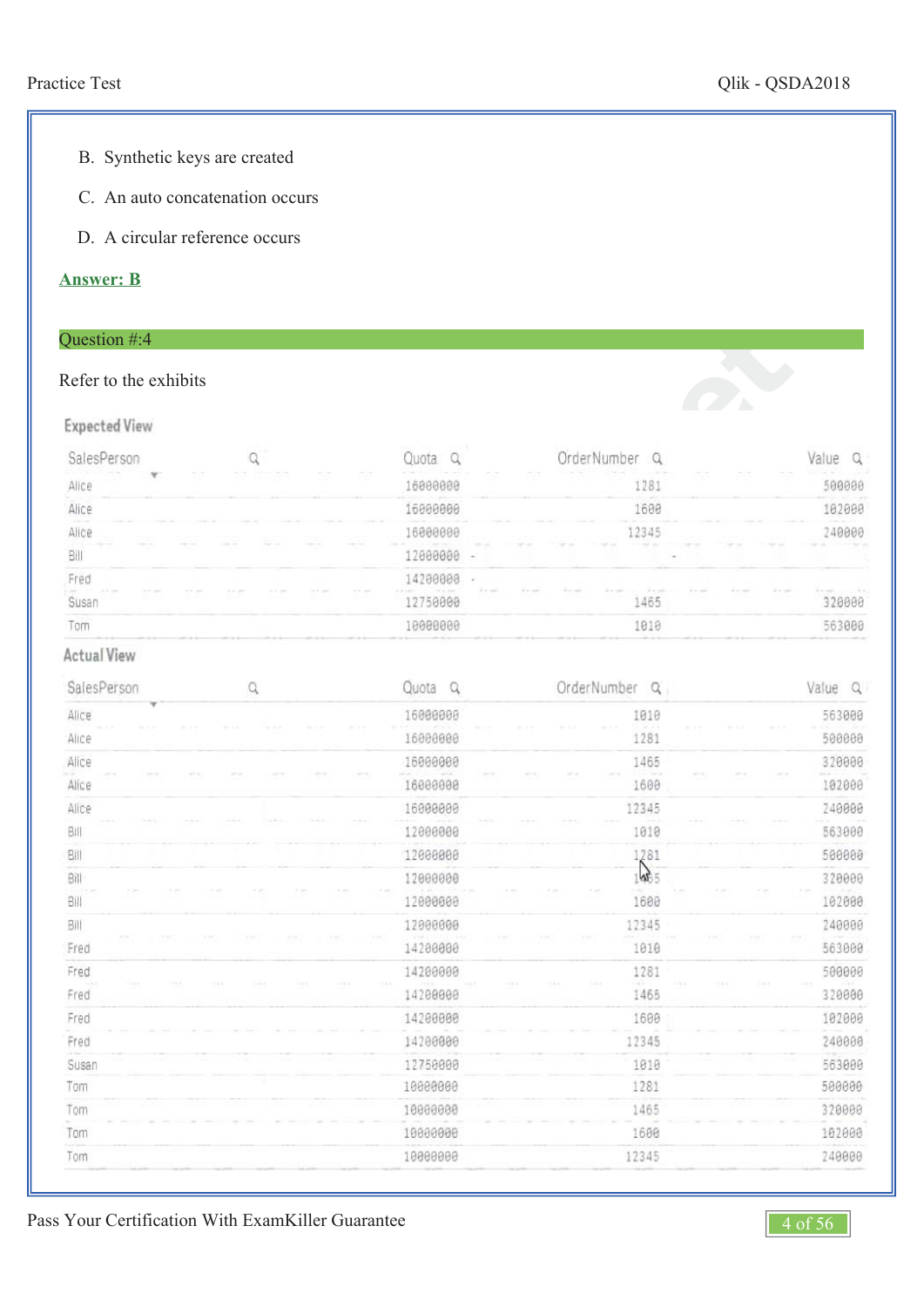B. Synthetic keys are created

C. An auto concatenation occurs

D. A circular reference occurs

**Answer: B**

## Question #:4

Refer to the exhibits

**Expected View**

| SalesPerson | Quota | OrderNumber | Value |
|---|---|---|---|
| Alice | 16000000 | 1281 | 500000 |
| Alice | 16000000 | 1600 | 102000 |
| Alice | 16000000 | 12345 | 240000 |
| Bill | 12000000 | - | - |
| Fred | 14200000 | - | |
| Susan | 12750000 | 1465 | 320000 |
| Tom | 10000000 | 1010 | 563000 |

**Actual View**

| SalesPerson | Quota | OrderNumber | Value |
|---|---|---|---|
| Alice | 16000000 | 1010 | 563000 |
| Alice | 16000000 | 1281 | 500000 |
| Alice | 16000000 | 1465 | 320000 |
| Alice | 16000000 | 1600 | 102000 |
| Alice | 16000000 | 12345 | 240000 |
| Bill | 12000000 | 1010 | 563000 |
| Bill | 12000000 | 1281 | 500000 |
| Bill | 12000000 | 1465 | 320000 |
| Bill | 12000000 | 1600 | 102000 |
| Bill | 12000000 | 12345 | 240000 |
| Fred | 14200000 | 1010 | 563000 |
| Fred | 14200000 | 1281 | 500000 |
| Fred | 14200000 | 1465 | 320000 |
| Fred | 14200000 | 1600 | 102000 |
| Fred | 14200000 | 12345 | 240000 |
| Susan | 12750000 | 1010 | 563000 |
| Tom | 10000000 | 1281 | 500000 |
| Tom | 10000000 | 1465 | 320000 |
| Tom | 10000000 | 1600 | 102000 |
| Tom | 10000000 | 12345 | 240000 |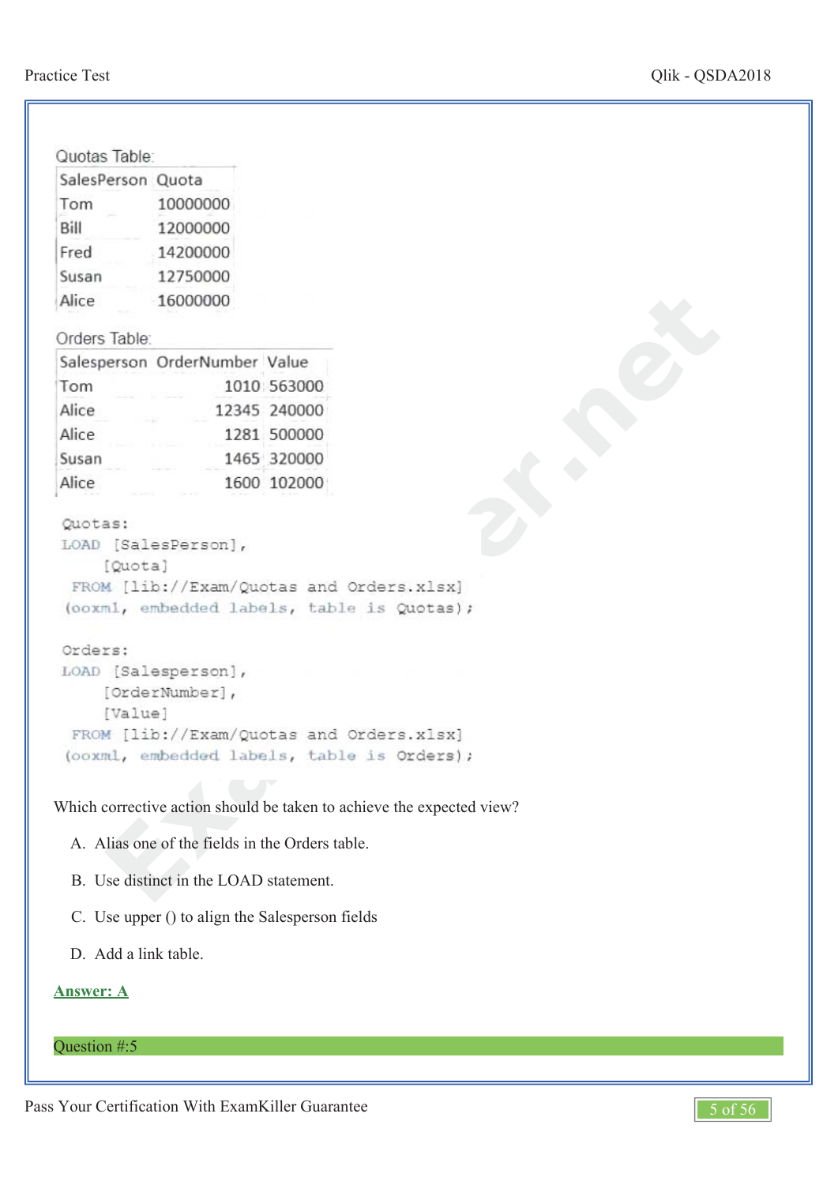Quotas Table:

| SalesPerson | Quota |
|---|---|
| Tom | 10000000 |
| Bill | 12000000 |
| Fred | 14200000 |
| Susan | 12750000 |
| Alice | 16000000 |

Orders Table:

| Salesperson | OrderNumber | Value |
|---|---|---|
| Tom | 1010 | 563000 |
| Alice | 12345 | 240000 |
| Alice | 1281 | 500000 |
| Susan | 1465 | 320000 |
| Alice | 1600 | 102000 |

```
Quotas:
LOAD [SalesPerson],
     [Quota]
 FROM [lib://Exam/Quotas and Orders.xlsx]
(ooxml, embedded labels, table is Quotas);

Orders:
LOAD [Salesperson],
     [OrderNumber],
     [Value]
 FROM [lib://Exam/Quotas and Orders.xlsx]
(ooxml, embedded labels, table is Orders);
```

Which corrective action should be taken to achieve the expected view?

A. Alias one of the fields in the Orders table.

B. Use distinct in the LOAD statement.

C. Use upper () to align the Salesperson fields

D. Add a link table.

**Answer: A**

Question #:5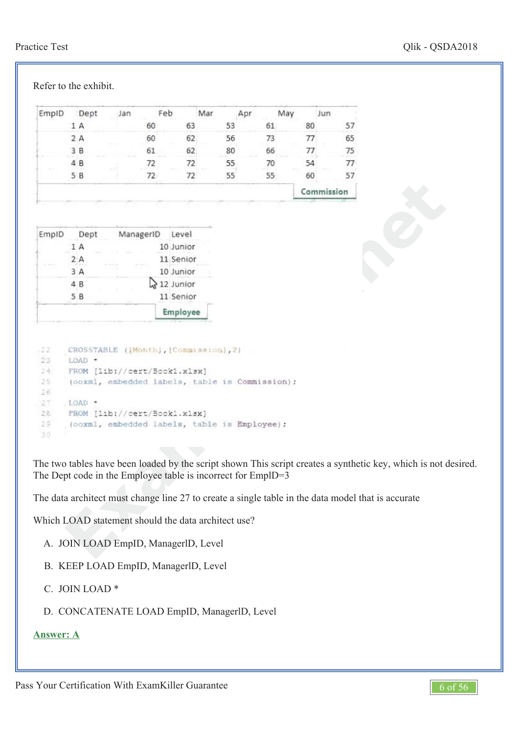Refer to the exhibit.

| EmpID | Dept | Jan | Feb | Mar | Apr | May | Jun |
|---|---|---|---|---|---|---|---|
| 1 | A | 60 | 63 | 53 | 61 | 80 | 57 |
| 2 | A | 60 | 62 | 56 | 73 | 77 | 65 |
| 3 | B | 61 | 62 | 80 | 66 | 77 | 75 |
| 4 | B | 72 | 72 | 55 | 70 | 54 | 77 |
| 5 | B | 72 | 72 | 55 | 55 | 60 | 57 |

Commission

| EmpID | Dept | ManagerID | Level |
|---|---|---|---|
| 1 | A | 10 | Junior |
| 2 | A | 11 | Senior |
| 3 | A | 10 | Junior |
| 4 | B | 12 | Junior |
| 5 | B | 11 | Senior |

Employee

```
22    CROSSTABLE ([Month],[Commission],2)
23    LOAD *
24    FROM [lib://cert/Book1.xlsx]
25    (ooxml, embedded labels, table is Commission);
26
27    LOAD *
28    FROM [lib://cert/Book1.xlsx]
29    (ooxml, embedded labels, table is Employee);
30
```

The two tables have been loaded by the script shown This script creates a synthetic key, which is not desired. The Dept code in the Employee table is incorrect for EmplD=3

The data architect must change line 27 to create a single table in the data model that is accurate

Which LOAD statement should the data architect use?

A. JOIN LOAD EmpID, ManagerlD, Level

B. KEEP LOAD EmpID, ManagerlD, Level

C. JOIN LOAD *

D. CONCATENATE LOAD EmpID, ManagerlD, Level

**Answer: A**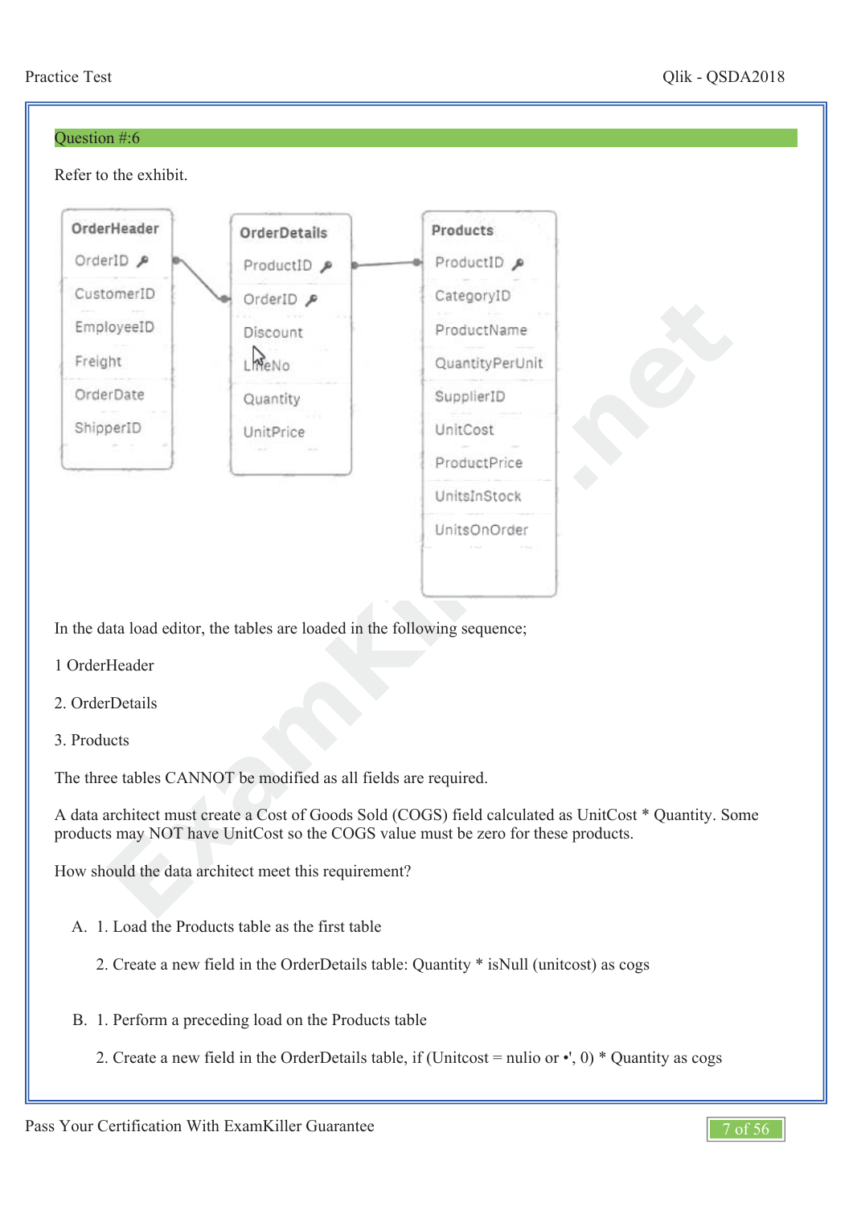## Question #:6

Refer to the exhibit.

| OrderHeader | OrderDetails | Products |
|---|---|---|
| OrderID 🔑 | ProductID 🔑 | ProductID 🔑 |
| CustomerID | OrderID 🔑 | CategoryID |
| EmployeeID | Discount | ProductName |
| Freight | LineNo | QuantityPerUnit |
| OrderDate | Quantity | SupplierID |
| ShipperID | UnitPrice | UnitCost |
| | | ProductPrice |
| | | UnitsInStock |
| | | UnitsOnOrder |

In the data load editor, the tables are loaded in the following sequence;

1 OrderHeader

2. OrderDetails

3. Products

The three tables CANNOT be modified as all fields are required.

A data architect must create a Cost of Goods Sold (COGS) field calculated as UnitCost * Quantity. Some products may NOT have UnitCost so the COGS value must be zero for these products.

How should the data architect meet this requirement?

A. 1. Load the Products table as the first table

   2. Create a new field in the OrderDetails table: Quantity * isNull (unitcost) as cogs

B. 1. Perform a preceding load on the Products table

   2. Create a new field in the OrderDetails table, if (Unitcost = nulio or •', 0) * Quantity as cogs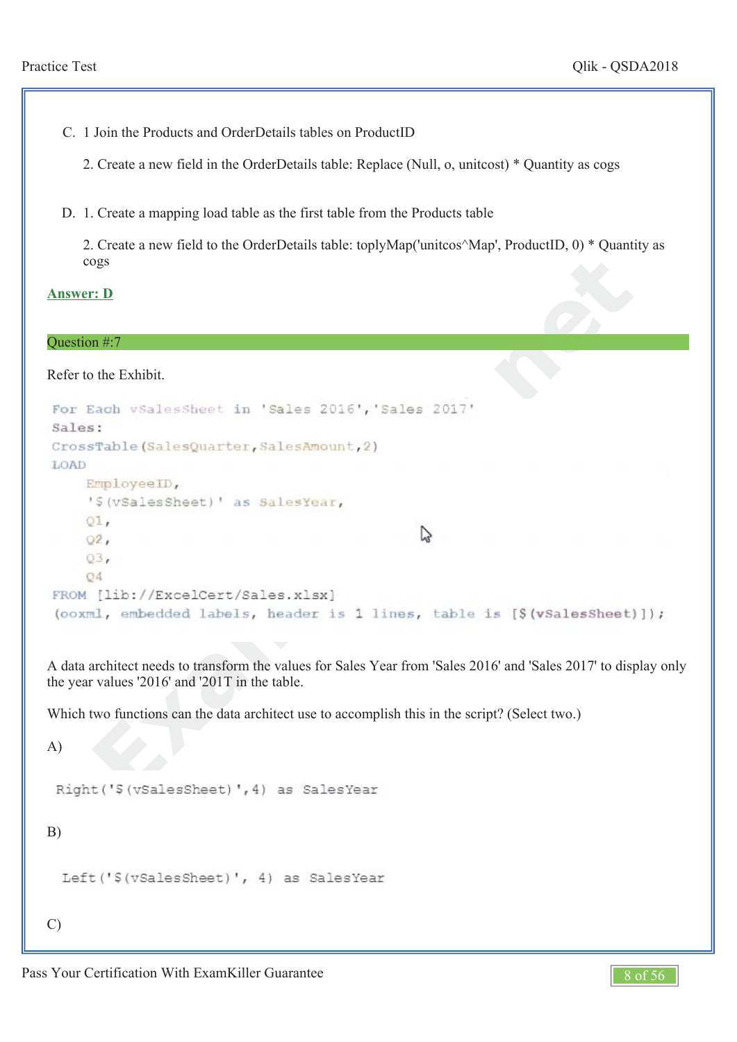C. 1 Join the Products and OrderDetails tables on ProductID

2. Create a new field in the OrderDetails table: Replace (Null, o, unitcost) * Quantity as cogs

D. 1. Create a mapping load table as the first table from the Products table

2. Create a new field to the OrderDetails table: toplyMap('unitcos^Map', ProductID, 0) * Quantity as cogs

**Answer: D**

## Question #:7

Refer to the Exhibit.

```
For Each vSalesSheet in 'Sales 2016','Sales 2017'
Sales:
CrossTable(SalesQuarter,SalesAmount,2)
LOAD
    EmployeeID,
    '$(vSalesSheet)' as SalesYear,
    Q1,
    Q2,
    Q3,
    Q4
FROM [lib://ExcelCert/Sales.xlsx]
(ooxml, embedded labels, header is 1 lines, table is [$(vSalesSheet)]);
```

A data architect needs to transform the values for Sales Year from 'Sales 2016' and 'Sales 2017' to display only the year values '2016' and '201T in the table.

Which two functions can the data architect use to accomplish this in the script? (Select two.)

A)

```
Right('$(vSalesSheet)',4) as SalesYear
```

B)

```
Left('$(vSalesSheet)', 4) as SalesYear
```

C)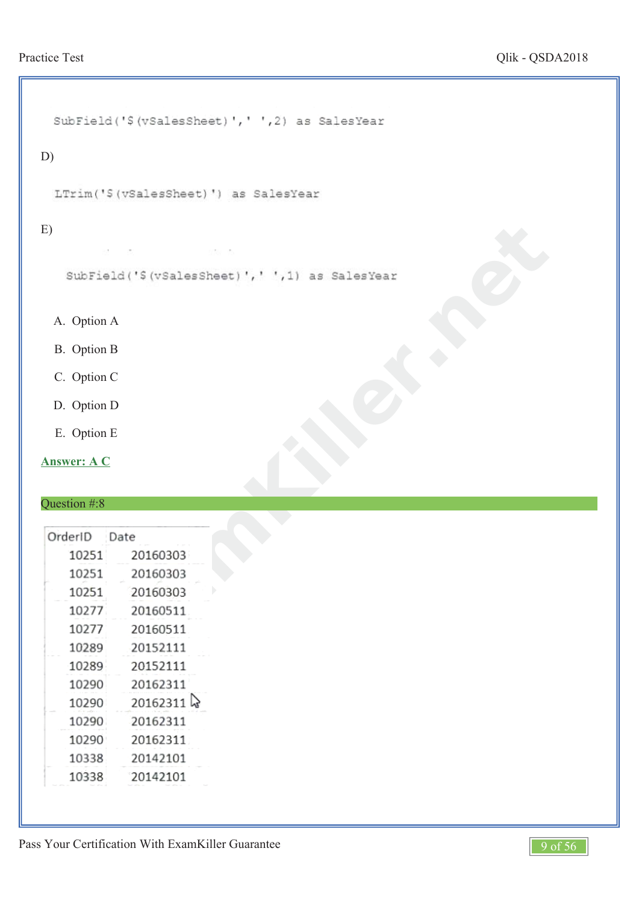```
SubField('$(vSalesSheet)',' ',2) as SalesYear
```

D)

```
LTrim('$(vSalesSheet)') as SalesYear
```

E)

```
SubField('$(vSalesSheet)',' ',1) as SalesYear
```

A. Option A

B. Option B

C. Option C

D. Option D

E. Option E

**Answer: A C**

## Question #:8

| OrderID | Date |
|---|---|
| 10251 | 20160303 |
| 10251 | 20160303 |
| 10251 | 20160303 |
| 10277 | 20160511 |
| 10277 | 20160511 |
| 10289 | 20152111 |
| 10289 | 20152111 |
| 10290 | 20162311 |
| 10290 | 20162311 |
| 10290 | 20162311 |
| 10290 | 20162311 |
| 10338 | 20142101 |
| 10338 | 20142101 |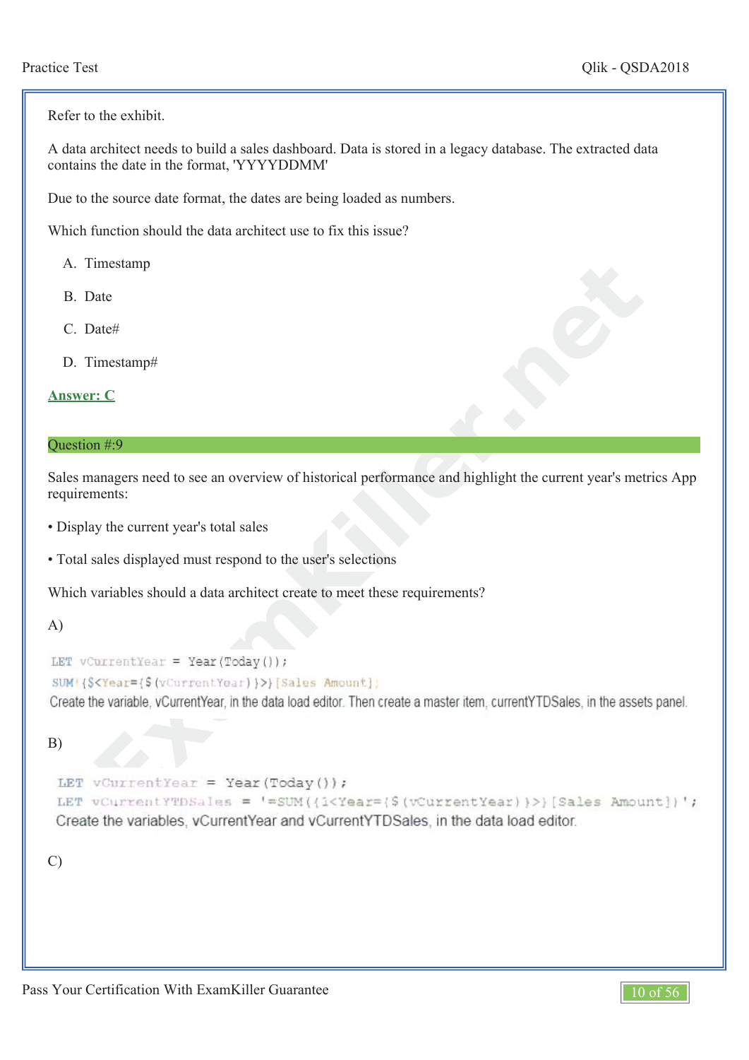Refer to the exhibit.

A data architect needs to build a sales dashboard. Data is stored in a legacy database. The extracted data contains the date in the format, 'YYYYDDMM'

Due to the source date format, the dates are being loaded as numbers.

Which function should the data architect use to fix this issue?

A. Timestamp

B. Date

C. Date#

D. Timestamp#

**Answer: C**

## Question #:9

Sales managers need to see an overview of historical performance and highlight the current year's metrics App requirements:

• Display the current year's total sales

• Total sales displayed must respond to the user's selections

Which variables should a data architect create to meet these requirements?

A)

```
LET vCurrentYear = Year(Today());
SUM({$<Year={$(vCurrentYear)}>}[Sales Amount])
```

Create the variable, vCurrentYear, in the data load editor. Then create a master item, currentYTDSales, in the assets panel.

B)

```
LET vCurrentYear = Year(Today());
LET vCurrentYTDSales = '=SUM({1<Year={$(vCurrentYear)}>}[Sales Amount])';
```

Create the variables, vCurrentYear and vCurrentYTDSales, in the data load editor.

C)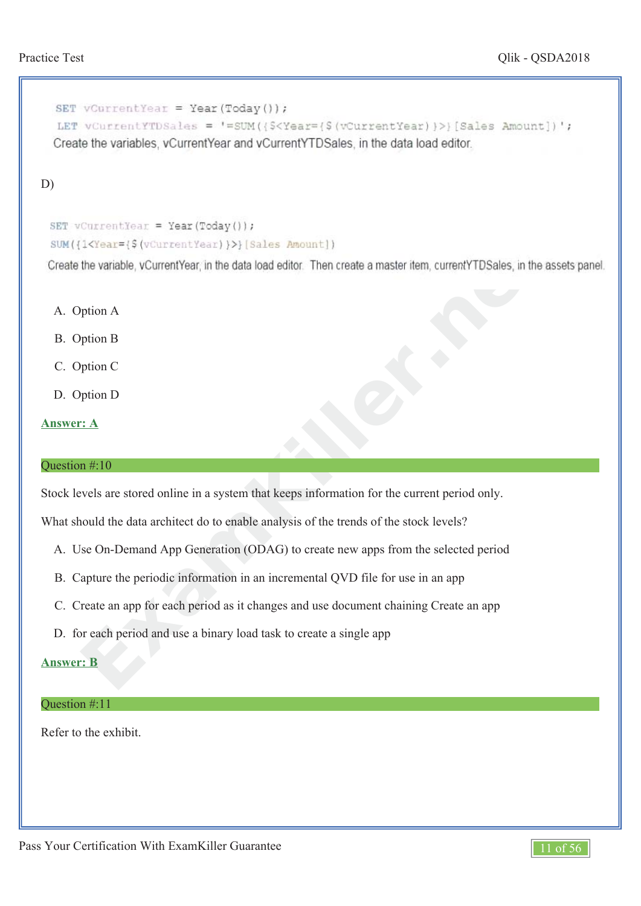```
SET vCurrentYear = Year(Today());
LET vCurrentYTDSales = '=SUM({$<Year={$(vCurrentYear)}>}[Sales Amount])';
```

Create the variables, vCurrentYear and vCurrentYTDSales, in the data load editor.

D)

```
SET vCurrentYear = Year(Today());
SUM({1<Year={$(vCurrentYear)}>}[Sales Amount])
```

Create the variable, vCurrentYear, in the data load editor. Then create a master item, currentYTDSales, in the assets panel.

A. Option A

B. Option B

C. Option C

D. Option D

**Answer: A**

## Question #:10

Stock levels are stored online in a system that keeps information for the current period only.

What should the data architect do to enable analysis of the trends of the stock levels?

A. Use On-Demand App Generation (ODAG) to create new apps from the selected period

B. Capture the periodic information in an incremental QVD file for use in an app

C. Create an app for each period as it changes and use document chaining Create an app

D. for each period and use a binary load task to create a single app

**Answer: B**

## Question #:11

Refer to the exhibit.